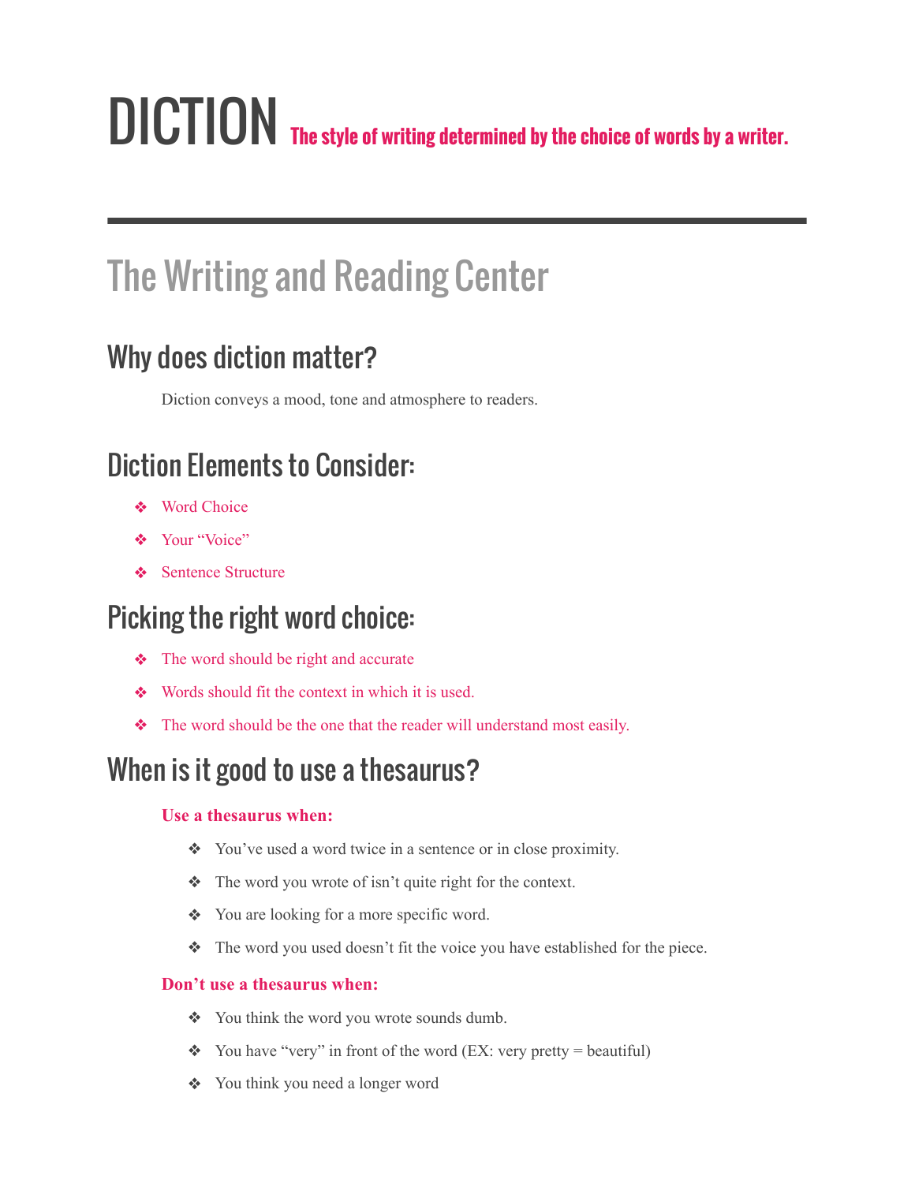# DICTION The style of writing determined by the choice of words by a writer.

---

## The Writing and Reading Center

### Why does diction matter?

Diction conveys a mood, tone and atmosphere to readers.

### Diction Elements to Consider:

- Word Choice
- Your "Voice"
- Sentence Structure

### Picking the right word choice:

- The word should be right and accurate
- Words should fit the context in which it is used.
- The word should be the one that the reader will understand most easily.

### When is it good to use a thesaurus?

**Use a thesaurus when:**

- You've used a word twice in a sentence or in close proximity.
- The word you wrote of isn't quite right for the context.
- You are looking for a more specific word.
- The word you used doesn't fit the voice you have established for the piece.

**Don't use a thesaurus when:**

- You think the word you wrote sounds dumb.
- You have "very" in front of the word (EX: very pretty = beautiful)
- You think you need a longer word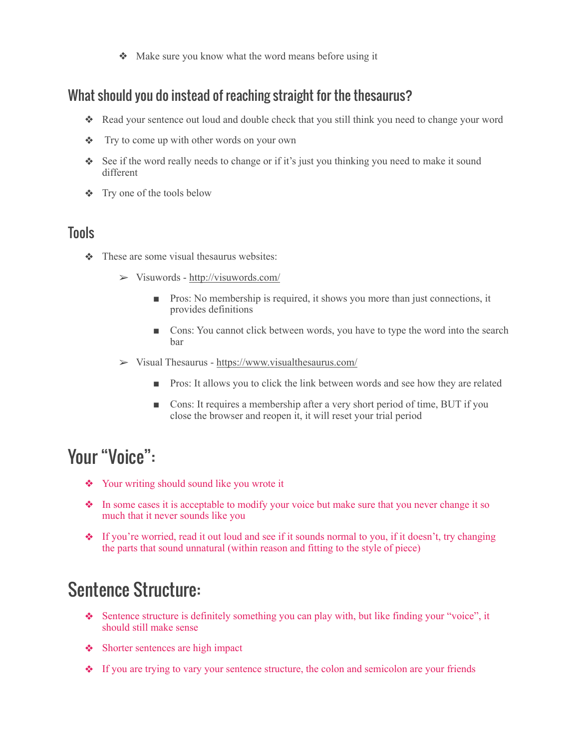- Make sure you know what the word means before using it

### What should you do instead of reaching straight for the thesaurus?

- Read your sentence out loud and double check that you still think you need to change your word
- Try to come up with other words on your own
- See if the word really needs to change or if it's just you thinking you need to make it sound different
- Try one of the tools below

### Tools

- These are some visual thesaurus websites:
  - Visuwords - http://visuwords.com/
    - Pros: No membership is required, it shows you more than just connections, it provides definitions
    - Cons: You cannot click between words, you have to type the word into the search bar
  - Visual Thesaurus - https://www.visualthesaurus.com/
    - Pros: It allows you to click the link between words and see how they are related
    - Cons: It requires a membership after a very short period of time, BUT if you close the browser and reopen it, it will reset your trial period

## Your "Voice":

- Your writing should sound like you wrote it
- In some cases it is acceptable to modify your voice but make sure that you never change it so much that it never sounds like you
- If you're worried, read it out loud and see if it sounds normal to you, if it doesn't, try changing the parts that sound unnatural (within reason and fitting to the style of piece)

## Sentence Structure:

- Sentence structure is definitely something you can play with, but like finding your "voice", it should still make sense
- Shorter sentences are high impact
- If you are trying to vary your sentence structure, the colon and semicolon are your friends